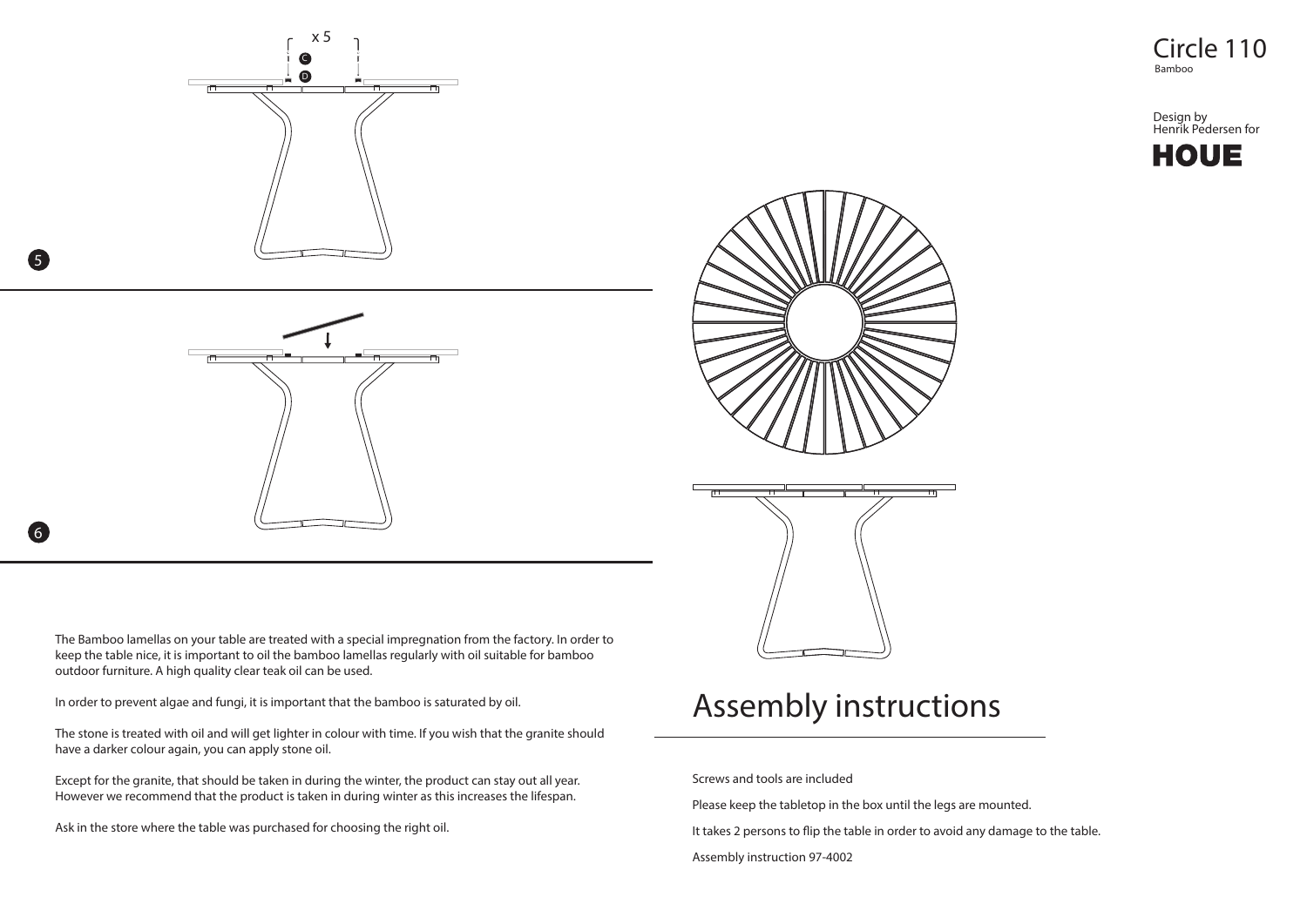# Circle 110

Bamboo

Design by
Henrik Pedersen for

HOUE

x 5

C

D

5

6

The Bamboo lamellas on your table are treated with a special impregnation from the factory. In order to keep the table nice, it is important to oil the bamboo lamellas regularly with oil suitable for bamboo outdoor furniture. A high quality clear teak oil can be used.

In order to prevent algae and fungi, it is important that the bamboo is saturated by oil.

The stone is treated with oil and will get lighter in colour with time. If you wish that the granite should have a darker colour again, you can apply stone oil.

Except for the granite, that should be taken in during the winter, the product can stay out all year. However we recommend that the product is taken in during winter as this increases the lifespan.

Ask in the store where the table was purchased for choosing the right oil.

## Assembly instructions

Screws and tools are included

Please keep the tabletop in the box until the legs are mounted.

It takes 2 persons to flip the table in order to avoid any damage to the table.

Assembly instruction 97-4002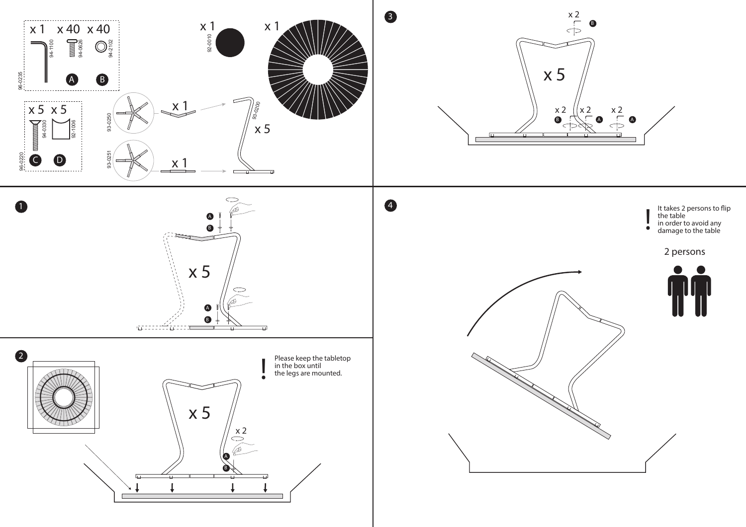x 1 x 40 x 40

94-1100 94-0626 94-2102

A B

96-0235

x 1

92-0010

x 1

x 5 x 5

94-0330 92-1006

96-0220

C D

93-0250

x 1

93-0251

x 1

93-0200

x 5

1

A

B

x 5

A

B

2

Please keep the tabletop in the box until the legs are mounted.

x 5

x 2

A

B

3

x 2

B

x 5

x 2 x 2 x 2

B A A

4

It takes 2 persons to flip the table in order to avoid any damage to the table

2 persons